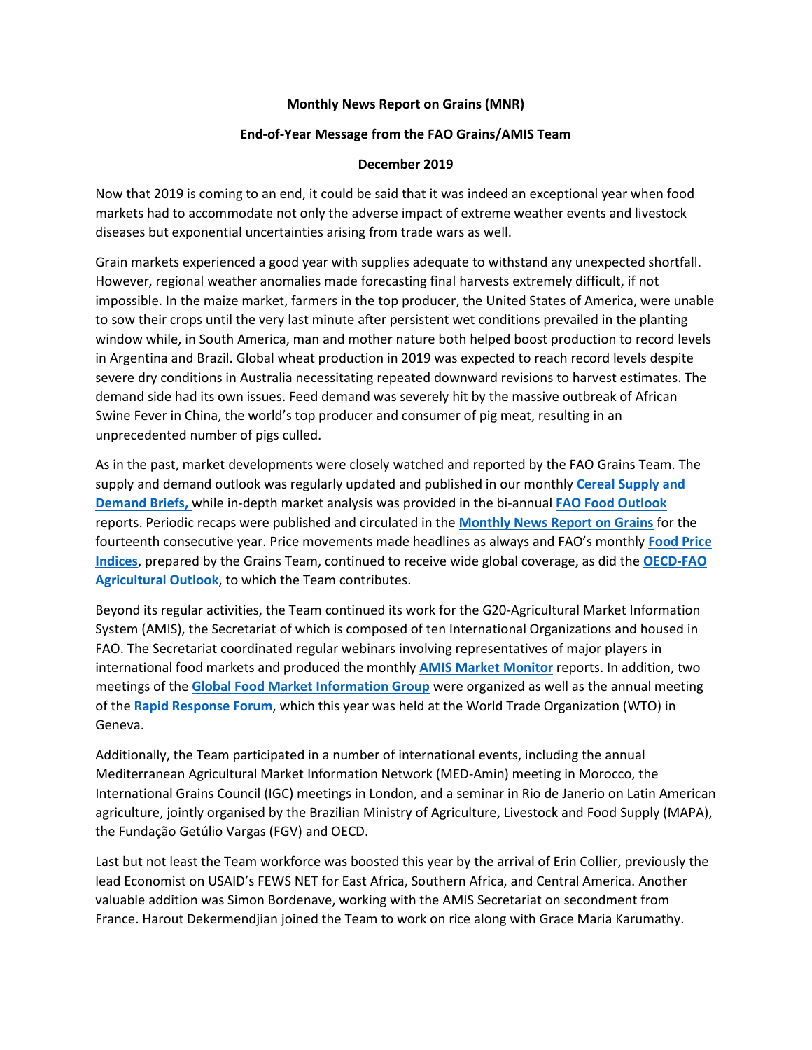**Monthly News Report on Grains (MNR)**

**End-of-Year Message from the FAO Grains/AMIS Team**

**December 2019**

Now that 2019 is coming to an end, it could be said that it was indeed an exceptional year when food markets had to accommodate not only the adverse impact of extreme weather events and livestock diseases but exponential uncertainties arising from trade wars as well.

Grain markets experienced a good year with supplies adequate to withstand any unexpected shortfall. However, regional weather anomalies made forecasting final harvests extremely difficult, if not impossible. In the maize market, farmers in the top producer, the United States of America, were unable to sow their crops until the very last minute after persistent wet conditions prevailed in the planting window while, in South America, man and mother nature both helped boost production to record levels in Argentina and Brazil. Global wheat production in 2019 was expected to reach record levels despite severe dry conditions in Australia necessitating repeated downward revisions to harvest estimates. The demand side had its own issues. Feed demand was severely hit by the massive outbreak of African Swine Fever in China, the world's top producer and consumer of pig meat, resulting in an unprecedented number of pigs culled.

As in the past, market developments were closely watched and reported by the FAO Grains Team. The supply and demand outlook was regularly updated and published in our monthly **Cereal Supply and Demand Briefs,** while in-depth market analysis was provided in the bi-annual **FAO Food Outlook** reports. Periodic recaps were published and circulated in the **Monthly News Report on Grains** for the fourteenth consecutive year. Price movements made headlines as always and FAO's monthly **Food Price Indices**, prepared by the Grains Team, continued to receive wide global coverage, as did the **OECD-FAO Agricultural Outlook**, to which the Team contributes.

Beyond its regular activities, the Team continued its work for the G20-Agricultural Market Information System (AMIS), the Secretariat of which is composed of ten International Organizations and housed in FAO. The Secretariat coordinated regular webinars involving representatives of major players in international food markets and produced the monthly **AMIS Market Monitor** reports. In addition, two meetings of the **Global Food Market Information Group** were organized as well as the annual meeting of the **Rapid Response Forum**, which this year was held at the World Trade Organization (WTO) in Geneva.

Additionally, the Team participated in a number of international events, including the annual Mediterranean Agricultural Market Information Network (MED-Amin) meeting in Morocco, the International Grains Council (IGC) meetings in London, and a seminar in Rio de Janerio on Latin American agriculture, jointly organised by the Brazilian Ministry of Agriculture, Livestock and Food Supply (MAPA), the Fundação Getúlio Vargas (FGV) and OECD.

Last but not least the Team workforce was boosted this year by the arrival of Erin Collier, previously the lead Economist on USAID's FEWS NET for East Africa, Southern Africa, and Central America. Another valuable addition was Simon Bordenave, working with the AMIS Secretariat on secondment from France. Harout Dekermendjian joined the Team to work on rice along with Grace Maria Karumathy.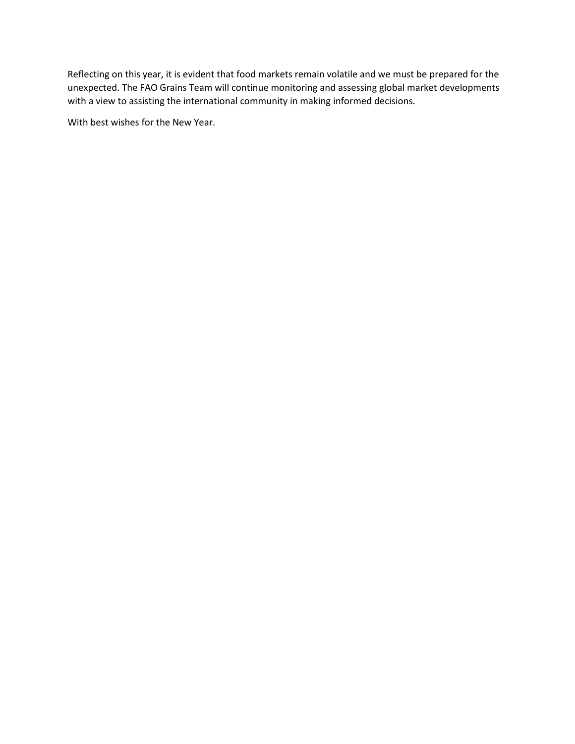Reflecting on this year, it is evident that food markets remain volatile and we must be prepared for the unexpected. The FAO Grains Team will continue monitoring and assessing global market developments with a view to assisting the international community in making informed decisions.

With best wishes for the New Year.